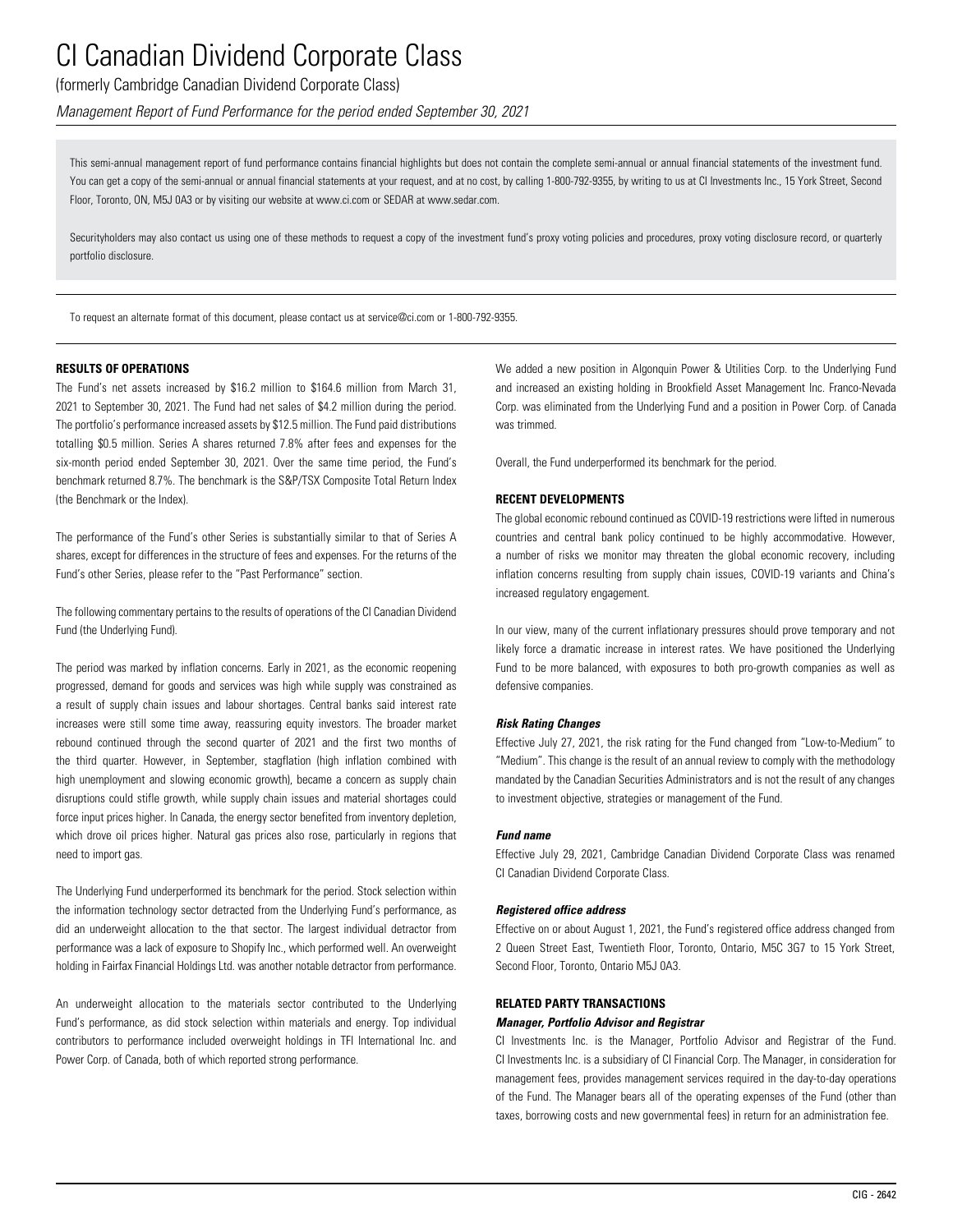# CI Canadian Dividend Corporate Class

(formerly Cambridge Canadian Dividend Corporate Class)

*Management Report of Fund Performance for the period ended September 30, 2021*

This semi-annual management report of fund performance contains financial highlights but does not contain the complete semi-annual or annual financial statements of the investment fund. You can get a copy of the semi-annual or annual financial statements at your request, and at no cost, by calling 1-800-792-9355, by writing to us at CI Investments Inc., 15 York Street, Second Floor, Toronto, ON, M5J 0A3 or by visiting our website at www.ci.com or SEDAR at www.sedar.com.

Securityholders may also contact us using one of these methods to request a copy of the investment fund's proxy voting policies and procedures, proxy voting disclosure record, or quarterly portfolio disclosure.

To request an alternate format of this document, please contact us at service@ci.com or 1-800-792-9355.

## RESULTS OF OPERATIONS

The Fund's net assets increased by $16.2 million to $164.6 million from March 31, 2021 to September 30, 2021. The Fund had net sales of $4.2 million during the period. The portfolio's performance increased assets by $12.5 million. The Fund paid distributions totalling $0.5 million. Series A shares returned 7.8% after fees and expenses for the six-month period ended September 30, 2021. Over the same time period, the Fund's benchmark returned 8.7%. The benchmark is the S&P/TSX Composite Total Return Index (the Benchmark or the Index).

The performance of the Fund's other Series is substantially similar to that of Series A shares, except for differences in the structure of fees and expenses. For the returns of the Fund's other Series, please refer to the "Past Performance" section.

The following commentary pertains to the results of operations of the CI Canadian Dividend Fund (the Underlying Fund).

The period was marked by inflation concerns. Early in 2021, as the economic reopening progressed, demand for goods and services was high while supply was constrained as a result of supply chain issues and labour shortages. Central banks said interest rate increases were still some time away, reassuring equity investors. The broader market rebound continued through the second quarter of 2021 and the first two months of the third quarter. However, in September, stagflation (high inflation combined with high unemployment and slowing economic growth), became a concern as supply chain disruptions could stifle growth, while supply chain issues and material shortages could force input prices higher. In Canada, the energy sector benefited from inventory depletion, which drove oil prices higher. Natural gas prices also rose, particularly in regions that need to import gas.

The Underlying Fund underperformed its benchmark for the period. Stock selection within the information technology sector detracted from the Underlying Fund's performance, as did an underweight allocation to the that sector. The largest individual detractor from performance was a lack of exposure to Shopify Inc., which performed well. An overweight holding in Fairfax Financial Holdings Ltd. was another notable detractor from performance.

An underweight allocation to the materials sector contributed to the Underlying Fund's performance, as did stock selection within materials and energy. Top individual contributors to performance included overweight holdings in TFI International Inc. and Power Corp. of Canada, both of which reported strong performance.

We added a new position in Algonquin Power & Utilities Corp. to the Underlying Fund and increased an existing holding in Brookfield Asset Management Inc. Franco-Nevada Corp. was eliminated from the Underlying Fund and a position in Power Corp. of Canada was trimmed.

Overall, the Fund underperformed its benchmark for the period.

## RECENT DEVELOPMENTS

The global economic rebound continued as COVID-19 restrictions were lifted in numerous countries and central bank policy continued to be highly accommodative. However, a number of risks we monitor may threaten the global economic recovery, including inflation concerns resulting from supply chain issues, COVID-19 variants and China's increased regulatory engagement.

In our view, many of the current inflationary pressures should prove temporary and not likely force a dramatic increase in interest rates. We have positioned the Underlying Fund to be more balanced, with exposures to both pro-growth companies as well as defensive companies.

### *Risk Rating Changes*

Effective July 27, 2021, the risk rating for the Fund changed from "Low-to-Medium" to "Medium". This change is the result of an annual review to comply with the methodology mandated by the Canadian Securities Administrators and is not the result of any changes to investment objective, strategies or management of the Fund.

### *Fund name*

Effective July 29, 2021, Cambridge Canadian Dividend Corporate Class was renamed CI Canadian Dividend Corporate Class.

### *Registered office address*

Effective on or about August 1, 2021, the Fund's registered office address changed from 2 Queen Street East, Twentieth Floor, Toronto, Ontario, M5C 3G7 to 15 York Street, Second Floor, Toronto, Ontario M5J 0A3.

## RELATED PARTY TRANSACTIONS

### *Manager, Portfolio Advisor and Registrar*

CI Investments Inc. is the Manager, Portfolio Advisor and Registrar of the Fund. CI Investments Inc. is a subsidiary of CI Financial Corp. The Manager, in consideration for management fees, provides management services required in the day-to-day operations of the Fund. The Manager bears all of the operating expenses of the Fund (other than taxes, borrowing costs and new governmental fees) in return for an administration fee.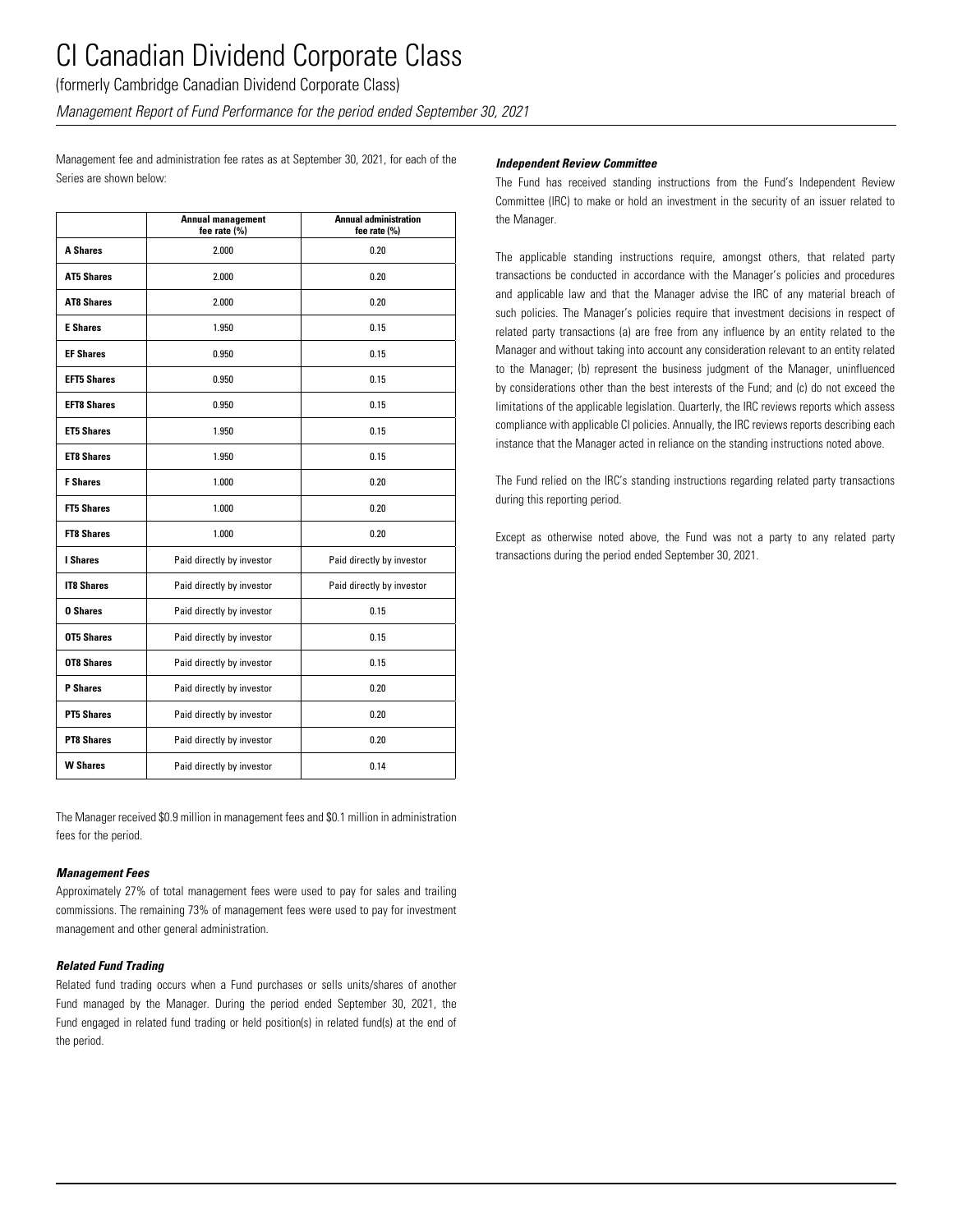Management fee and administration fee rates as at September 30, 2021, for each of the Series are shown below:

| | Annual management fee rate (%) | Annual administration fee rate (%) |
|---|---|---|
| **A Shares** | 2.000 | 0.20 |
| **AT5 Shares** | 2.000 | 0.20 |
| **AT8 Shares** | 2.000 | 0.20 |
| **E Shares** | 1.950 | 0.15 |
| **EF Shares** | 0.950 | 0.15 |
| **EFT5 Shares** | 0.950 | 0.15 |
| **EFT8 Shares** | 0.950 | 0.15 |
| **ET5 Shares** | 1.950 | 0.15 |
| **ET8 Shares** | 1.950 | 0.15 |
| **F Shares** | 1.000 | 0.20 |
| **FT5 Shares** | 1.000 | 0.20 |
| **FT8 Shares** | 1.000 | 0.20 |
| **I Shares** | Paid directly by investor | Paid directly by investor |
| **IT8 Shares** | Paid directly by investor | Paid directly by investor |
| **O Shares** | Paid directly by investor | 0.15 |
| **OT5 Shares** | Paid directly by investor | 0.15 |
| **OT8 Shares** | Paid directly by investor | 0.15 |
| **P Shares** | Paid directly by investor | 0.20 |
| **PT5 Shares** | Paid directly by investor | 0.20 |
| **PT8 Shares** | Paid directly by investor | 0.20 |
| **W Shares** | Paid directly by investor | 0.14 |

The Manager received $0.9 million in management fees and $0.1 million in administration fees for the period.

***Management Fees***

Approximately 27% of total management fees were used to pay for sales and trailing commissions. The remaining 73% of management fees were used to pay for investment management and other general administration.

***Related Fund Trading***

Related fund trading occurs when a Fund purchases or sells units/shares of another Fund managed by the Manager. During the period ended September 30, 2021, the Fund engaged in related fund trading or held position(s) in related fund(s) at the end of the period.

***Independent Review Committee***

The Fund has received standing instructions from the Fund's Independent Review Committee (IRC) to make or hold an investment in the security of an issuer related to the Manager.

The applicable standing instructions require, amongst others, that related party transactions be conducted in accordance with the Manager's policies and procedures and applicable law and that the Manager advise the IRC of any material breach of such policies. The Manager's policies require that investment decisions in respect of related party transactions (a) are free from any influence by an entity related to the Manager and without taking into account any consideration relevant to an entity related to the Manager; (b) represent the business judgment of the Manager, uninfluenced by considerations other than the best interests of the Fund; and (c) do not exceed the limitations of the applicable legislation. Quarterly, the IRC reviews reports which assess compliance with applicable CI policies. Annually, the IRC reviews reports describing each instance that the Manager acted in reliance on the standing instructions noted above.

The Fund relied on the IRC's standing instructions regarding related party transactions during this reporting period.

Except as otherwise noted above, the Fund was not a party to any related party transactions during the period ended September 30, 2021.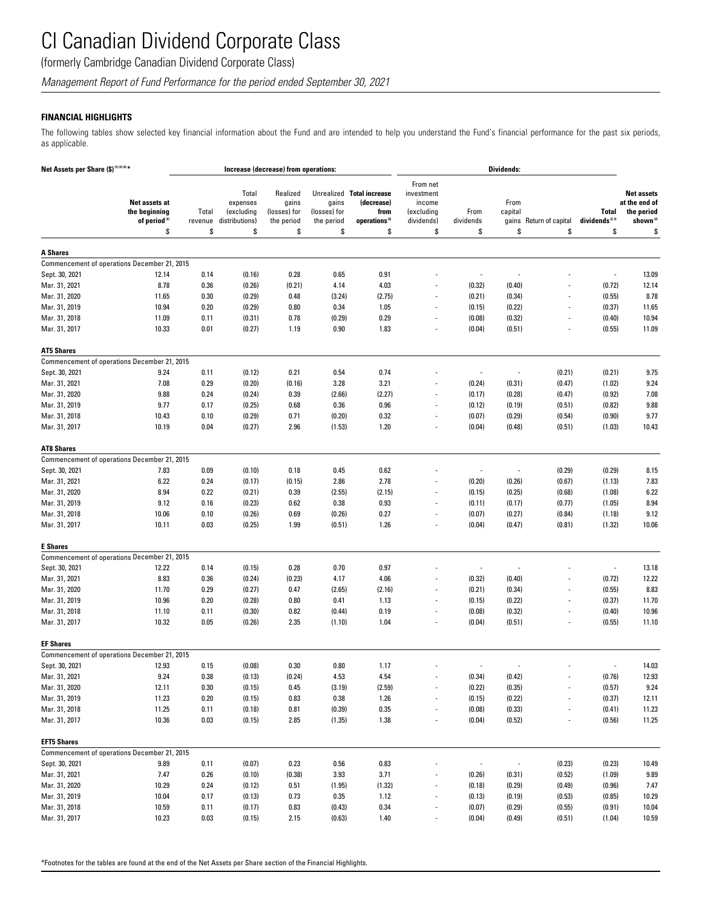# CI Canadian Dividend Corporate Class

(formerly Cambridge Canadian Dividend Corporate Class)

*Management Report of Fund Performance for the period ended September 30, 2021*

**FINANCIAL HIGHLIGHTS**

The following tables show selected key financial information about the Fund and are intended to help you understand the Fund's financial performance for the past six periods, as applicable.

| Net Assets per Share ($)[1][2][4] * | | Increase (decrease) from operations: | | | | | Dividends: | | | | | |
|---|---|---|---|---|---|---|---|---|---|---|---|---|
| | Net assets at the beginning of period[2] | Total revenue | Total expenses (excluding distributions) | Realized gains (losses) for the period | Unrealized gains (losses) for the period | Total increase (decrease) from operations[2] | From net investment income (excluding dividends) | From dividends | From capital gains | Return of capital | Total dividends[2,3] | Net assets at the end of the period shown[2] |
| | $ | $ | $ | $ | $ | $ | $ | $ | $ | $ | $ | $ |
| **A Shares** | | | | | | | | | | | | |
| Commencement of operations December 21, 2015 | | | | | | | | | | | | |
| Sept. 30, 2021 | 12.14 | 0.14 | (0.16) | 0.28 | 0.65 | 0.91 | - | - | - | - | - | 13.09 |
| Mar. 31, 2021 | 8.78 | 0.36 | (0.26) | (0.21) | 4.14 | 4.03 | - | (0.32) | (0.40) | - | (0.72) | 12.14 |
| Mar. 31, 2020 | 11.65 | 0.30 | (0.29) | 0.48 | (3.24) | (2.75) | - | (0.21) | (0.34) | - | (0.55) | 8.78 |
| Mar. 31, 2019 | 10.94 | 0.20 | (0.29) | 0.80 | 0.34 | 1.05 | - | (0.15) | (0.22) | - | (0.37) | 11.65 |
| Mar. 31, 2018 | 11.09 | 0.11 | (0.31) | 0.78 | (0.29) | 0.29 | - | (0.08) | (0.32) | - | (0.40) | 10.94 |
| Mar. 31, 2017 | 10.33 | 0.01 | (0.27) | 1.19 | 0.90 | 1.83 | - | (0.04) | (0.51) | - | (0.55) | 11.09 |
| **AT5 Shares** | | | | | | | | | | | | |
| Commencement of operations December 21, 2015 | | | | | | | | | | | | |
| Sept. 30, 2021 | 9.24 | 0.11 | (0.12) | 0.21 | 0.54 | 0.74 | - | - | - | (0.21) | (0.21) | 9.75 |
| Mar. 31, 2021 | 7.08 | 0.29 | (0.20) | (0.16) | 3.28 | 3.21 | - | (0.24) | (0.31) | (0.47) | (1.02) | 9.24 |
| Mar. 31, 2020 | 9.88 | 0.24 | (0.24) | 0.39 | (2.66) | (2.27) | - | (0.17) | (0.28) | (0.47) | (0.92) | 7.08 |
| Mar. 31, 2019 | 9.77 | 0.17 | (0.25) | 0.68 | 0.36 | 0.96 | - | (0.12) | (0.19) | (0.51) | (0.82) | 9.88 |
| Mar. 31, 2018 | 10.43 | 0.10 | (0.29) | 0.71 | (0.20) | 0.32 | - | (0.07) | (0.29) | (0.54) | (0.90) | 9.77 |
| Mar. 31, 2017 | 10.19 | 0.04 | (0.27) | 2.96 | (1.53) | 1.20 | - | (0.04) | (0.48) | (0.51) | (1.03) | 10.43 |
| **AT8 Shares** | | | | | | | | | | | | |
| Commencement of operations December 21, 2015 | | | | | | | | | | | | |
| Sept. 30, 2021 | 7.83 | 0.09 | (0.10) | 0.18 | 0.45 | 0.62 | - | - | - | (0.29) | (0.29) | 8.15 |
| Mar. 31, 2021 | 6.22 | 0.24 | (0.17) | (0.15) | 2.86 | 2.78 | - | (0.20) | (0.26) | (0.67) | (1.13) | 7.83 |
| Mar. 31, 2020 | 8.94 | 0.22 | (0.21) | 0.39 | (2.55) | (2.15) | - | (0.15) | (0.25) | (0.68) | (1.08) | 6.22 |
| Mar. 31, 2019 | 9.12 | 0.16 | (0.23) | 0.62 | 0.38 | 0.93 | - | (0.11) | (0.17) | (0.77) | (1.05) | 8.94 |
| Mar. 31, 2018 | 10.06 | 0.10 | (0.26) | 0.69 | (0.26) | 0.27 | - | (0.07) | (0.27) | (0.84) | (1.18) | 9.12 |
| Mar. 31, 2017 | 10.11 | 0.03 | (0.25) | 1.99 | (0.51) | 1.26 | - | (0.04) | (0.47) | (0.81) | (1.32) | 10.06 |
| **E Shares** | | | | | | | | | | | | |
| Commencement of operations December 21, 2015 | | | | | | | | | | | | |
| Sept. 30, 2021 | 12.22 | 0.14 | (0.15) | 0.28 | 0.70 | 0.97 | - | - | - | - | - | 13.18 |
| Mar. 31, 2021 | 8.83 | 0.36 | (0.24) | (0.23) | 4.17 | 4.06 | - | (0.32) | (0.40) | - | (0.72) | 12.22 |
| Mar. 31, 2020 | 11.70 | 0.29 | (0.27) | 0.47 | (2.65) | (2.16) | - | (0.21) | (0.34) | - | (0.55) | 8.83 |
| Mar. 31, 2019 | 10.96 | 0.20 | (0.28) | 0.80 | 0.41 | 1.13 | - | (0.15) | (0.22) | - | (0.37) | 11.70 |
| Mar. 31, 2018 | 11.10 | 0.11 | (0.30) | 0.82 | (0.44) | 0.19 | - | (0.08) | (0.32) | - | (0.40) | 10.96 |
| Mar. 31, 2017 | 10.32 | 0.05 | (0.26) | 2.35 | (1.10) | 1.04 | - | (0.04) | (0.51) | - | (0.55) | 11.10 |
| **EF Shares** | | | | | | | | | | | | |
| Commencement of operations December 21, 2015 | | | | | | | | | | | | |
| Sept. 30, 2021 | 12.93 | 0.15 | (0.08) | 0.30 | 0.80 | 1.17 | - | - | - | - | - | 14.03 |
| Mar. 31, 2021 | 9.24 | 0.38 | (0.13) | (0.24) | 4.53 | 4.54 | - | (0.34) | (0.42) | - | (0.76) | 12.93 |
| Mar. 31, 2020 | 12.11 | 0.30 | (0.15) | 0.45 | (3.19) | (2.59) | - | (0.22) | (0.35) | - | (0.57) | 9.24 |
| Mar. 31, 2019 | 11.23 | 0.20 | (0.15) | 0.83 | 0.38 | 1.26 | - | (0.15) | (0.22) | - | (0.37) | 12.11 |
| Mar. 31, 2018 | 11.25 | 0.11 | (0.18) | 0.81 | (0.39) | 0.35 | - | (0.08) | (0.33) | - | (0.41) | 11.23 |
| Mar. 31, 2017 | 10.36 | 0.03 | (0.15) | 2.85 | (1.35) | 1.38 | - | (0.04) | (0.52) | - | (0.56) | 11.25 |
| **EFT5 Shares** | | | | | | | | | | | | |
| Commencement of operations December 21, 2015 | | | | | | | | | | | | |
| Sept. 30, 2021 | 9.89 | 0.11 | (0.07) | 0.23 | 0.56 | 0.83 | - | - | - | (0.23) | (0.23) | 10.49 |
| Mar. 31, 2021 | 7.47 | 0.26 | (0.10) | (0.38) | 3.93 | 3.71 | - | (0.26) | (0.31) | (0.52) | (1.09) | 9.89 |
| Mar. 31, 2020 | 10.29 | 0.24 | (0.12) | 0.51 | (1.95) | (1.32) | - | (0.18) | (0.29) | (0.49) | (0.96) | 7.47 |
| Mar. 31, 2019 | 10.04 | 0.17 | (0.13) | 0.73 | 0.35 | 1.12 | - | (0.13) | (0.19) | (0.53) | (0.85) | 10.29 |
| Mar. 31, 2018 | 10.59 | 0.11 | (0.17) | 0.83 | (0.43) | 0.34 | - | (0.07) | (0.29) | (0.55) | (0.91) | 10.04 |
| Mar. 31, 2017 | 10.23 | 0.03 | (0.15) | 2.15 | (0.63) | 1.40 | - | (0.04) | (0.49) | (0.51) | (1.04) | 10.59 |

*Footnotes for the tables are found at the end of the Net Assets per Share section of the Financial Highlights.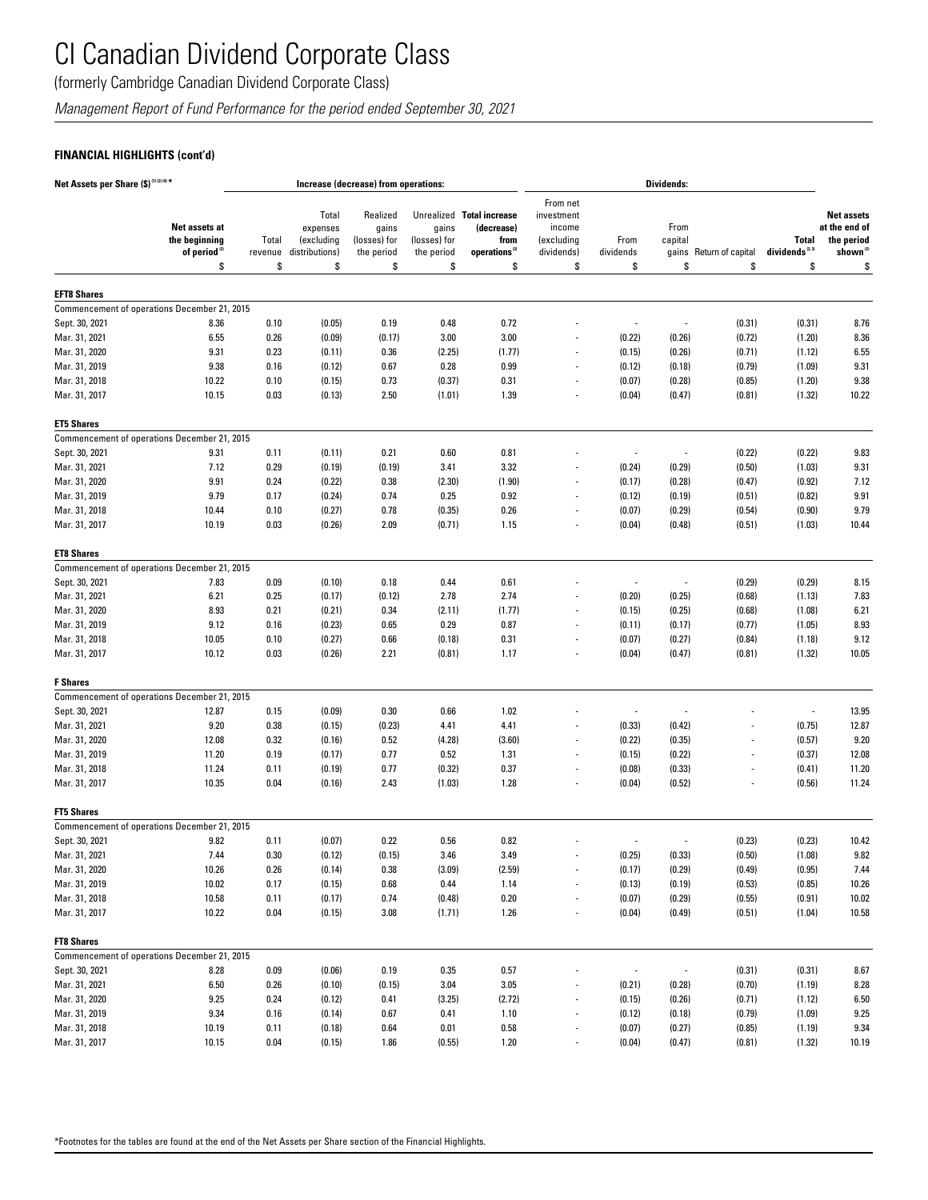# CI Canadian Dividend Corporate Class

(formerly Cambridge Canadian Dividend Corporate Class)

*Management Report of Fund Performance for the period ended September 30, 2021*

**FINANCIAL HIGHLIGHTS (cont'd)**

| Net Assets per Share ($) [1][2][4] * | | Increase (decrease) from operations: | | | | | Dividends: | | | | | |
|---|---|---|---|---|---|---|---|---|---|---|---|---|
| | Net assets at the beginning of period [2] | Total revenue | Total expenses (excluding distributions) | Realized gains (losses) for the period | Unrealized gains (losses) for the period | Total increase (decrease) from operations [2] | From net investment income (excluding dividends) | From dividends | From capital gains | Return of capital | Total dividends [2,3] | Net assets at the end of the period shown [2] |
| | $ | $ | $ | $ | $ | $ | $ | $ | $ | $ | $ | $ |
| **EFT8 Shares** | | | | | | | | | | | | |
| Commencement of operations December 21, 2015 | | | | | | | | | | | | |
| Sept. 30, 2021 | 8.36 | 0.10 | (0.05) | 0.19 | 0.48 | 0.72 | - | - | - | (0.31) | (0.31) | 8.76 |
| Mar. 31, 2021 | 6.55 | 0.26 | (0.09) | (0.17) | 3.00 | 3.00 | - | (0.22) | (0.26) | (0.72) | (1.20) | 8.36 |
| Mar. 31, 2020 | 9.31 | 0.23 | (0.11) | 0.36 | (2.25) | (1.77) | - | (0.15) | (0.26) | (0.71) | (1.12) | 6.55 |
| Mar. 31, 2019 | 9.38 | 0.16 | (0.12) | 0.67 | 0.28 | 0.99 | - | (0.12) | (0.18) | (0.79) | (1.09) | 9.31 |
| Mar. 31, 2018 | 10.22 | 0.10 | (0.15) | 0.73 | (0.37) | 0.31 | - | (0.07) | (0.28) | (0.85) | (1.20) | 9.38 |
| Mar. 31, 2017 | 10.15 | 0.03 | (0.13) | 2.50 | (1.01) | 1.39 | - | (0.04) | (0.47) | (0.81) | (1.32) | 10.22 |
| **ET5 Shares** | | | | | | | | | | | | |
| Commencement of operations December 21, 2015 | | | | | | | | | | | | |
| Sept. 30, 2021 | 9.31 | 0.11 | (0.11) | 0.21 | 0.60 | 0.81 | - | - | - | (0.22) | (0.22) | 9.83 |
| Mar. 31, 2021 | 7.12 | 0.29 | (0.19) | (0.19) | 3.41 | 3.32 | - | (0.24) | (0.29) | (0.50) | (1.03) | 9.31 |
| Mar. 31, 2020 | 9.91 | 0.24 | (0.22) | 0.38 | (2.30) | (1.90) | - | (0.17) | (0.28) | (0.47) | (0.92) | 7.12 |
| Mar. 31, 2019 | 9.79 | 0.17 | (0.24) | 0.74 | 0.25 | 0.92 | - | (0.12) | (0.19) | (0.51) | (0.82) | 9.91 |
| Mar. 31, 2018 | 10.44 | 0.10 | (0.27) | 0.78 | (0.35) | 0.26 | - | (0.07) | (0.29) | (0.54) | (0.90) | 9.79 |
| Mar. 31, 2017 | 10.19 | 0.03 | (0.26) | 2.09 | (0.71) | 1.15 | - | (0.04) | (0.48) | (0.51) | (1.03) | 10.44 |
| **ET8 Shares** | | | | | | | | | | | | |
| Commencement of operations December 21, 2015 | | | | | | | | | | | | |
| Sept. 30, 2021 | 7.83 | 0.09 | (0.10) | 0.18 | 0.44 | 0.61 | - | - | - | (0.29) | (0.29) | 8.15 |
| Mar. 31, 2021 | 6.21 | 0.25 | (0.17) | (0.12) | 2.78 | 2.74 | - | (0.20) | (0.25) | (0.68) | (1.13) | 7.83 |
| Mar. 31, 2020 | 8.93 | 0.21 | (0.21) | 0.34 | (2.11) | (1.77) | - | (0.15) | (0.25) | (0.68) | (1.08) | 6.21 |
| Mar. 31, 2019 | 9.12 | 0.16 | (0.23) | 0.65 | 0.29 | 0.87 | - | (0.11) | (0.17) | (0.77) | (1.05) | 8.93 |
| Mar. 31, 2018 | 10.05 | 0.10 | (0.27) | 0.66 | (0.18) | 0.31 | - | (0.07) | (0.27) | (0.84) | (1.18) | 9.12 |
| Mar. 31, 2017 | 10.12 | 0.03 | (0.26) | 2.21 | (0.81) | 1.17 | - | (0.04) | (0.47) | (0.81) | (1.32) | 10.05 |
| **F Shares** | | | | | | | | | | | | |
| Commencement of operations December 21, 2015 | | | | | | | | | | | | |
| Sept. 30, 2021 | 12.87 | 0.15 | (0.09) | 0.30 | 0.66 | 1.02 | - | - | - | - | - | 13.95 |
| Mar. 31, 2021 | 9.20 | 0.38 | (0.15) | (0.23) | 4.41 | 4.41 | - | (0.33) | (0.42) | - | (0.75) | 12.87 |
| Mar. 31, 2020 | 12.08 | 0.32 | (0.16) | 0.52 | (4.28) | (3.60) | - | (0.22) | (0.35) | - | (0.57) | 9.20 |
| Mar. 31, 2019 | 11.20 | 0.19 | (0.17) | 0.77 | 0.52 | 1.31 | - | (0.15) | (0.22) | - | (0.37) | 12.08 |
| Mar. 31, 2018 | 11.24 | 0.11 | (0.19) | 0.77 | (0.32) | 0.37 | - | (0.08) | (0.33) | - | (0.41) | 11.20 |
| Mar. 31, 2017 | 10.35 | 0.04 | (0.16) | 2.43 | (1.03) | 1.28 | - | (0.04) | (0.52) | - | (0.56) | 11.24 |
| **FT5 Shares** | | | | | | | | | | | | |
| Commencement of operations December 21, 2015 | | | | | | | | | | | | |
| Sept. 30, 2021 | 9.82 | 0.11 | (0.07) | 0.22 | 0.56 | 0.82 | - | - | - | (0.23) | (0.23) | 10.42 |
| Mar. 31, 2021 | 7.44 | 0.30 | (0.12) | (0.15) | 3.46 | 3.49 | - | (0.25) | (0.33) | (0.50) | (1.08) | 9.82 |
| Mar. 31, 2020 | 10.26 | 0.26 | (0.14) | 0.38 | (3.09) | (2.59) | - | (0.17) | (0.29) | (0.49) | (0.95) | 7.44 |
| Mar. 31, 2019 | 10.02 | 0.17 | (0.15) | 0.68 | 0.44 | 1.14 | - | (0.13) | (0.19) | (0.53) | (0.85) | 10.26 |
| Mar. 31, 2018 | 10.58 | 0.11 | (0.17) | 0.74 | (0.48) | 0.20 | - | (0.07) | (0.29) | (0.55) | (0.91) | 10.02 |
| Mar. 31, 2017 | 10.22 | 0.04 | (0.15) | 3.08 | (1.71) | 1.26 | - | (0.04) | (0.49) | (0.51) | (1.04) | 10.58 |
| **FT8 Shares** | | | | | | | | | | | | |
| Commencement of operations December 21, 2015 | | | | | | | | | | | | |
| Sept. 30, 2021 | 8.28 | 0.09 | (0.06) | 0.19 | 0.35 | 0.57 | - | - | - | (0.31) | (0.31) | 8.67 |
| Mar. 31, 2021 | 6.50 | 0.26 | (0.10) | (0.15) | 3.04 | 3.05 | - | (0.21) | (0.28) | (0.70) | (1.19) | 8.28 |
| Mar. 31, 2020 | 9.25 | 0.24 | (0.12) | 0.41 | (3.25) | (2.72) | - | (0.15) | (0.26) | (0.71) | (1.12) | 6.50 |
| Mar. 31, 2019 | 9.34 | 0.16 | (0.14) | 0.67 | 0.41 | 1.10 | - | (0.12) | (0.18) | (0.79) | (1.09) | 9.25 |
| Mar. 31, 2018 | 10.19 | 0.11 | (0.18) | 0.64 | 0.01 | 0.58 | - | (0.07) | (0.27) | (0.85) | (1.19) | 9.34 |
| Mar. 31, 2017 | 10.15 | 0.04 | (0.15) | 1.86 | (0.55) | 1.20 | - | (0.04) | (0.47) | (0.81) | (1.32) | 10.19 |

*Footnotes for the tables are found at the end of the Net Assets per Share section of the Financial Highlights.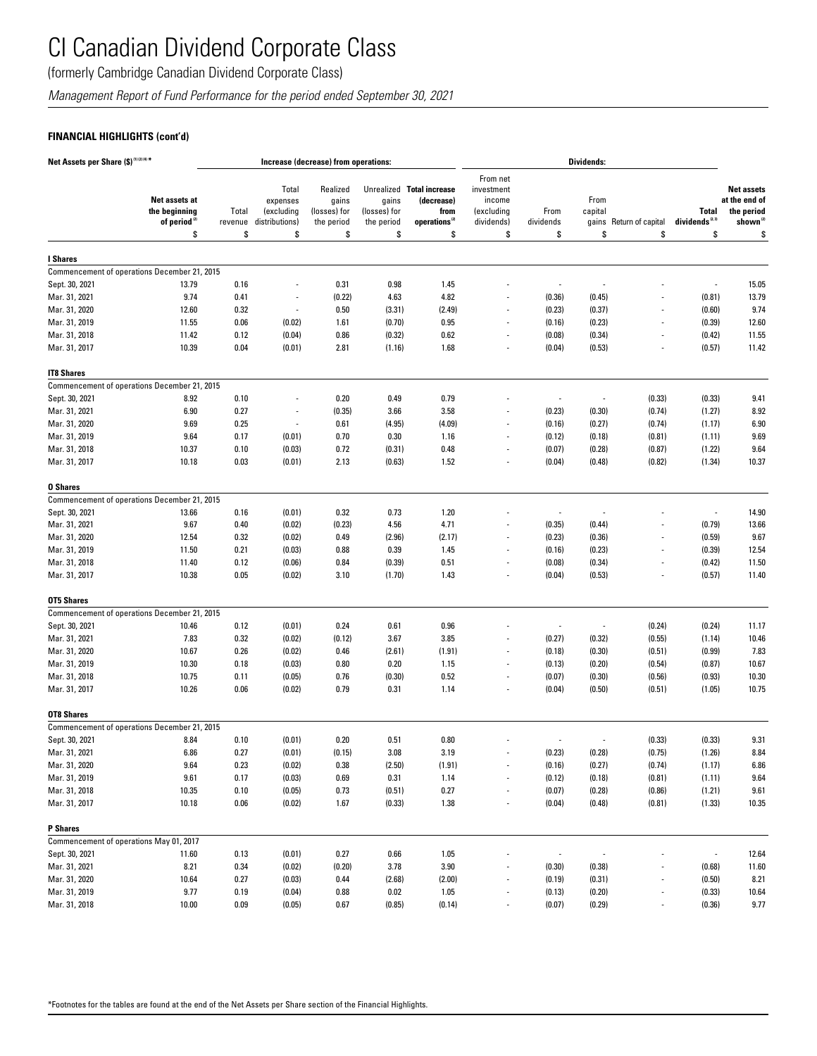# CI Canadian Dividend Corporate Class

(formerly Cambridge Canadian Dividend Corporate Class)

*Management Report of Fund Performance for the period ended September 30, 2021*

## FINANCIAL HIGHLIGHTS (cont'd)

| Net Assets per Share ($) [1][2][4] * | | Increase (decrease) from operations: | | | | | Dividends: | | | | | | |
|---|---|---|---|---|---|---|---|---|---|---|---|---|---|
| | Net assets at the beginning of period [2] | Total revenue | Total expenses (excluding distributions) | Realized gains (losses) for the period | Unrealized gains (losses) for the period | Total increase (decrease) from operations [2] | From net investment income (excluding dividends) | From dividends | From capital gains | Return of capital | Total dividends [2,3] | Net assets at the end of the period shown [2] |
| | $ | $ | $ | $ | $ | $ | $ | $ | $ | $ | $ | $ |
| **I Shares** | | | | | | | | | | | | |
| Commencement of operations December 21, 2015 | | | | | | | | | | | | |
| Sept. 30, 2021 | 13.79 | 0.16 | - | 0.31 | 0.98 | 1.45 | - | - | - | - | - | 15.05 |
| Mar. 31, 2021 | 9.74 | 0.41 | - | (0.22) | 4.63 | 4.82 | - | (0.36) | (0.45) | - | (0.81) | 13.79 |
| Mar. 31, 2020 | 12.60 | 0.32 | - | 0.50 | (3.31) | (2.49) | - | (0.23) | (0.37) | - | (0.60) | 9.74 |
| Mar. 31, 2019 | 11.55 | 0.06 | (0.02) | 1.61 | (0.70) | 0.95 | - | (0.16) | (0.23) | - | (0.39) | 12.60 |
| Mar. 31, 2018 | 11.42 | 0.12 | (0.04) | 0.86 | (0.32) | 0.62 | - | (0.08) | (0.34) | - | (0.42) | 11.55 |
| Mar. 31, 2017 | 10.39 | 0.04 | (0.01) | 2.81 | (1.16) | 1.68 | - | (0.04) | (0.53) | - | (0.57) | 11.42 |
| **IT8 Shares** | | | | | | | | | | | | |
| Commencement of operations December 21, 2015 | | | | | | | | | | | | |
| Sept. 30, 2021 | 8.92 | 0.10 | - | 0.20 | 0.49 | 0.79 | - | - | - | (0.33) | (0.33) | 9.41 |
| Mar. 31, 2021 | 6.90 | 0.27 | - | (0.35) | 3.66 | 3.58 | - | (0.23) | (0.30) | (0.74) | (1.27) | 8.92 |
| Mar. 31, 2020 | 9.69 | 0.25 | - | 0.61 | (4.95) | (4.09) | - | (0.16) | (0.27) | (0.74) | (1.17) | 6.90 |
| Mar. 31, 2019 | 9.64 | 0.17 | (0.01) | 0.70 | 0.30 | 1.16 | - | (0.12) | (0.18) | (0.81) | (1.11) | 9.69 |
| Mar. 31, 2018 | 10.37 | 0.10 | (0.03) | 0.72 | (0.31) | 0.48 | - | (0.07) | (0.28) | (0.87) | (1.22) | 9.64 |
| Mar. 31, 2017 | 10.18 | 0.03 | (0.01) | 2.13 | (0.63) | 1.52 | - | (0.04) | (0.48) | (0.82) | (1.34) | 10.37 |
| **O Shares** | | | | | | | | | | | | |
| Commencement of operations December 21, 2015 | | | | | | | | | | | | |
| Sept. 30, 2021 | 13.66 | 0.16 | (0.01) | 0.32 | 0.73 | 1.20 | - | - | - | - | - | 14.90 |
| Mar. 31, 2021 | 9.67 | 0.40 | (0.02) | (0.23) | 4.56 | 4.71 | - | (0.35) | (0.44) | - | (0.79) | 13.66 |
| Mar. 31, 2020 | 12.54 | 0.32 | (0.02) | 0.49 | (2.96) | (2.17) | - | (0.23) | (0.36) | - | (0.59) | 9.67 |
| Mar. 31, 2019 | 11.50 | 0.21 | (0.03) | 0.88 | 0.39 | 1.45 | - | (0.16) | (0.23) | - | (0.39) | 12.54 |
| Mar. 31, 2018 | 11.40 | 0.12 | (0.06) | 0.84 | (0.39) | 0.51 | - | (0.08) | (0.34) | - | (0.42) | 11.50 |
| Mar. 31, 2017 | 10.38 | 0.05 | (0.02) | 3.10 | (1.70) | 1.43 | - | (0.04) | (0.53) | - | (0.57) | 11.40 |
| **OT5 Shares** | | | | | | | | | | | | |
| Commencement of operations December 21, 2015 | | | | | | | | | | | | |
| Sept. 30, 2021 | 10.46 | 0.12 | (0.01) | 0.24 | 0.61 | 0.96 | - | - | - | (0.24) | (0.24) | 11.17 |
| Mar. 31, 2021 | 7.83 | 0.32 | (0.02) | (0.12) | 3.67 | 3.85 | - | (0.27) | (0.32) | (0.55) | (1.14) | 10.46 |
| Mar. 31, 2020 | 10.67 | 0.26 | (0.02) | 0.46 | (2.61) | (1.91) | - | (0.18) | (0.30) | (0.51) | (0.99) | 7.83 |
| Mar. 31, 2019 | 10.30 | 0.18 | (0.03) | 0.80 | 0.20 | 1.15 | - | (0.13) | (0.20) | (0.54) | (0.87) | 10.67 |
| Mar. 31, 2018 | 10.75 | 0.11 | (0.05) | 0.76 | (0.30) | 0.52 | - | (0.07) | (0.30) | (0.56) | (0.93) | 10.30 |
| Mar. 31, 2017 | 10.26 | 0.06 | (0.02) | 0.79 | 0.31 | 1.14 | - | (0.04) | (0.50) | (0.51) | (1.05) | 10.75 |
| **OT8 Shares** | | | | | | | | | | | | |
| Commencement of operations December 21, 2015 | | | | | | | | | | | | |
| Sept. 30, 2021 | 8.84 | 0.10 | (0.01) | 0.20 | 0.51 | 0.80 | - | - | - | (0.33) | (0.33) | 9.31 |
| Mar. 31, 2021 | 6.86 | 0.27 | (0.01) | (0.15) | 3.08 | 3.19 | - | (0.23) | (0.28) | (0.75) | (1.26) | 8.84 |
| Mar. 31, 2020 | 9.64 | 0.23 | (0.02) | 0.38 | (2.50) | (1.91) | - | (0.16) | (0.27) | (0.74) | (1.17) | 6.86 |
| Mar. 31, 2019 | 9.61 | 0.17 | (0.03) | 0.69 | 0.31 | 1.14 | - | (0.12) | (0.18) | (0.81) | (1.11) | 9.64 |
| Mar. 31, 2018 | 10.35 | 0.10 | (0.05) | 0.73 | (0.51) | 0.27 | - | (0.07) | (0.28) | (0.86) | (1.21) | 9.61 |
| Mar. 31, 2017 | 10.18 | 0.06 | (0.02) | 1.67 | (0.33) | 1.38 | - | (0.04) | (0.48) | (0.81) | (1.33) | 10.35 |
| **P Shares** | | | | | | | | | | | | |
| Commencement of operations May 01, 2017 | | | | | | | | | | | | |
| Sept. 30, 2021 | 11.60 | 0.13 | (0.01) | 0.27 | 0.66 | 1.05 | - | - | - | - | - | 12.64 |
| Mar. 31, 2021 | 8.21 | 0.34 | (0.02) | (0.20) | 3.78 | 3.90 | - | (0.30) | (0.38) | - | (0.68) | 11.60 |
| Mar. 31, 2020 | 10.64 | 0.27 | (0.03) | 0.44 | (2.68) | (2.00) | - | (0.19) | (0.31) | - | (0.50) | 8.21 |
| Mar. 31, 2019 | 9.77 | 0.19 | (0.04) | 0.88 | 0.02 | 1.05 | - | (0.13) | (0.20) | - | (0.33) | 10.64 |
| Mar. 31, 2018 | 10.00 | 0.09 | (0.05) | 0.67 | (0.85) | (0.14) | - | (0.07) | (0.29) | - | (0.36) | 9.77 |

*Footnotes for the tables are found at the end of the Net Assets per Share section of the Financial Highlights.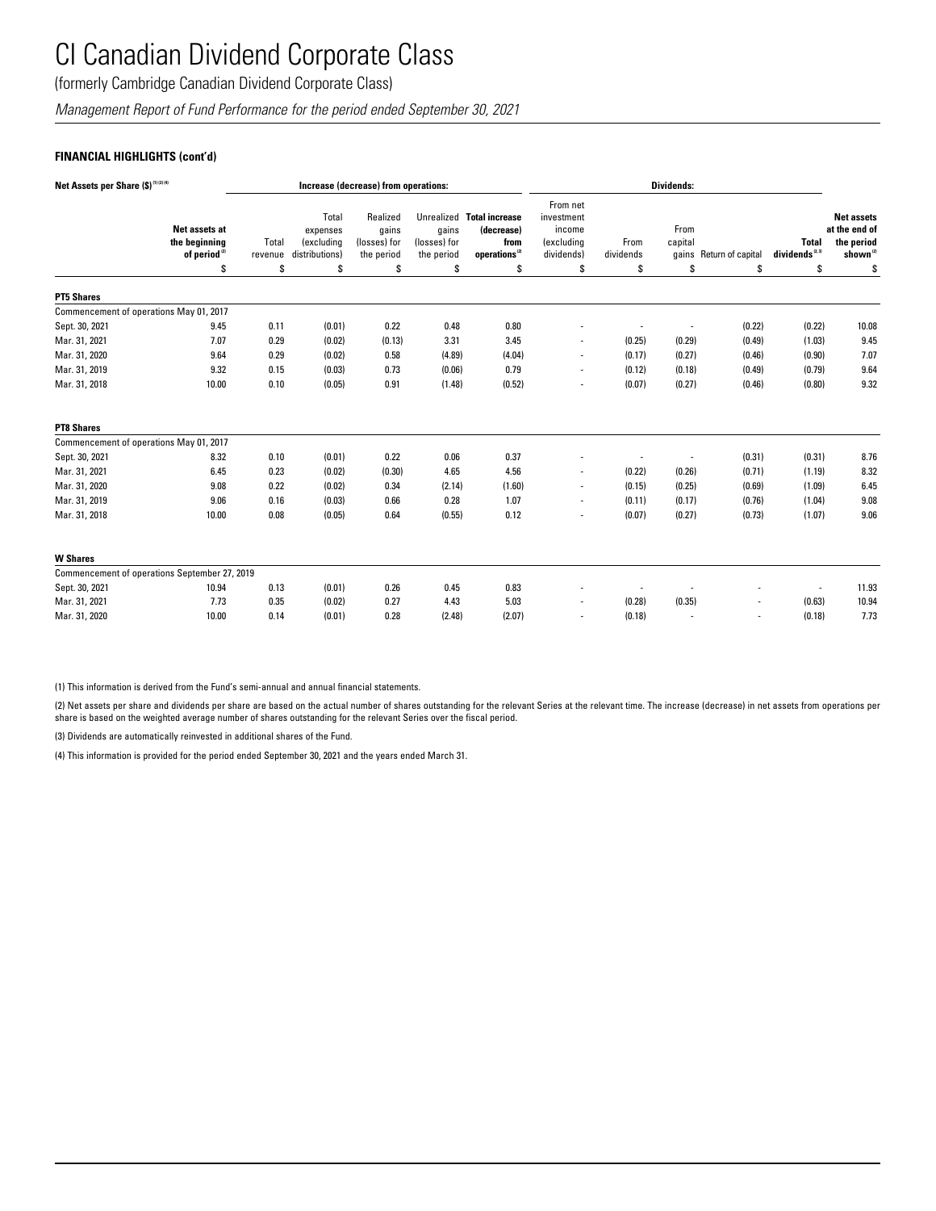# CI Canadian Dividend Corporate Class

(formerly Cambridge Canadian Dividend Corporate Class)

*Management Report of Fund Performance for the period ended September 30, 2021*

**FINANCIAL HIGHLIGHTS (cont'd)**

| Net Assets per Share ($) [1][2][4] | | Increase (decrease) from operations: | | | | | Dividends: | | | | | |
|---|---|---|---|---|---|---|---|---|---|---|---|---|
| | Net assets at the beginning of period [2] | Total revenue | Total expenses (excluding distributions) | Realized gains (losses) for the period | Unrealized gains (losses) for the period | Total increase (decrease) from operations [2] | From net investment income (excluding dividends) | From dividends | From capital gains | Return of capital | Total dividends [2,3] | Net assets at the end of the period shown [2] |
| | $ | $ | $ | $ | $ | $ | $ | $ | $ | $ | $ | $ |
| **PT5 Shares** | | | | | | | | | | | | |
| Commencement of operations May 01, 2017 | | | | | | | | | | | | |
| Sept. 30, 2021 | 9.45 | 0.11 | (0.01) | 0.22 | 0.48 | 0.80 | - | - | - | (0.22) | (0.22) | 10.08 |
| Mar. 31, 2021 | 7.07 | 0.29 | (0.02) | (0.13) | 3.31 | 3.45 | - | (0.25) | (0.29) | (0.49) | (1.03) | 9.45 |
| Mar. 31, 2020 | 9.64 | 0.29 | (0.02) | 0.58 | (4.89) | (4.04) | - | (0.17) | (0.27) | (0.46) | (0.90) | 7.07 |
| Mar. 31, 2019 | 9.32 | 0.15 | (0.03) | 0.73 | (0.06) | 0.79 | - | (0.12) | (0.18) | (0.49) | (0.79) | 9.64 |
| Mar. 31, 2018 | 10.00 | 0.10 | (0.05) | 0.91 | (1.48) | (0.52) | - | (0.07) | (0.27) | (0.46) | (0.80) | 9.32 |
| **PT8 Shares** | | | | | | | | | | | | |
| Commencement of operations May 01, 2017 | | | | | | | | | | | | |
| Sept. 30, 2021 | 8.32 | 0.10 | (0.01) | 0.22 | 0.06 | 0.37 | - | - | - | (0.31) | (0.31) | 8.76 |
| Mar. 31, 2021 | 6.45 | 0.23 | (0.02) | (0.30) | 4.65 | 4.56 | - | (0.22) | (0.26) | (0.71) | (1.19) | 8.32 |
| Mar. 31, 2020 | 9.08 | 0.22 | (0.02) | 0.34 | (2.14) | (1.60) | - | (0.15) | (0.25) | (0.69) | (1.09) | 6.45 |
| Mar. 31, 2019 | 9.06 | 0.16 | (0.03) | 0.66 | 0.28 | 1.07 | - | (0.11) | (0.17) | (0.76) | (1.04) | 9.08 |
| Mar. 31, 2018 | 10.00 | 0.08 | (0.05) | 0.64 | (0.55) | 0.12 | - | (0.07) | (0.27) | (0.73) | (1.07) | 9.06 |
| **W Shares** | | | | | | | | | | | | |
| Commencement of operations September 27, 2019 | | | | | | | | | | | | |
| Sept. 30, 2021 | 10.94 | 0.13 | (0.01) | 0.26 | 0.45 | 0.83 | - | - | - | - | - | 11.93 |
| Mar. 31, 2021 | 7.73 | 0.35 | (0.02) | 0.27 | 4.43 | 5.03 | - | (0.28) | (0.35) | - | (0.63) | 10.94 |
| Mar. 31, 2020 | 10.00 | 0.14 | (0.01) | 0.28 | (2.48) | (2.07) | - | (0.18) | - | - | (0.18) | 7.73 |

(1) This information is derived from the Fund's semi-annual and annual financial statements.

(2) Net assets per share and dividends per share are based on the actual number of shares outstanding for the relevant Series at the relevant time. The increase (decrease) in net assets from operations per share is based on the weighted average number of shares outstanding for the relevant Series over the fiscal period.

(3) Dividends are automatically reinvested in additional shares of the Fund.

(4) This information is provided for the period ended September 30, 2021 and the years ended March 31.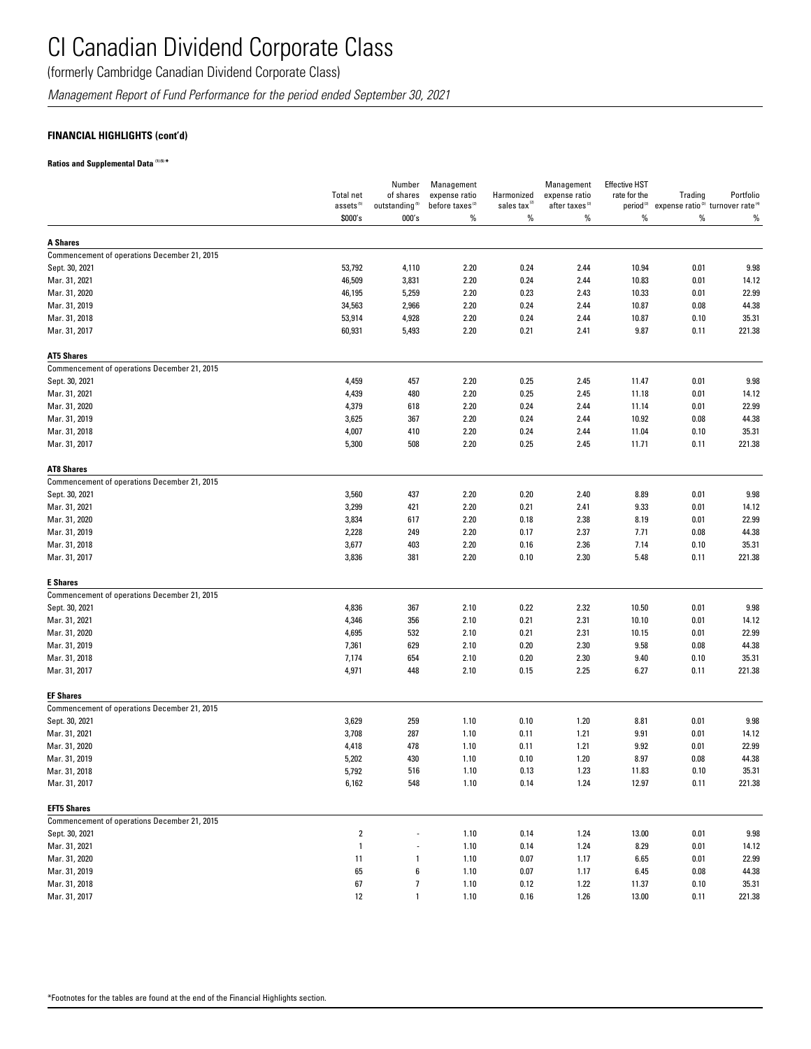# CI Canadian Dividend Corporate Class

(formerly Cambridge Canadian Dividend Corporate Class)

*Management Report of Fund Performance for the period ended September 30, 2021*

**FINANCIAL HIGHLIGHTS (cont'd)**

**Ratios and Supplemental Data [1][5] ***

| | Total net assets [5] | Number of shares outstanding [5] | Management expense ratio before taxes [2] | Harmonized sales tax [2] | Management expense ratio after taxes [2] | Effective HST rate for the period [2] | Trading expense ratio [3] | Portfolio turnover rate [4] |
|---|---|---|---|---|---|---|---|---|
| | $000's | 000's | % | % | % | % | % | % |
| **A Shares** | | | | | | | | |
| Commencement of operations December 21, 2015 | | | | | | | | |
| Sept. 30, 2021 | 53,792 | 4,110 | 2.20 | 0.24 | 2.44 | 10.94 | 0.01 | 9.98 |
| Mar. 31, 2021 | 46,509 | 3,831 | 2.20 | 0.24 | 2.44 | 10.83 | 0.01 | 14.12 |
| Mar. 31, 2020 | 46,195 | 5,259 | 2.20 | 0.23 | 2.43 | 10.33 | 0.01 | 22.99 |
| Mar. 31, 2019 | 34,563 | 2,966 | 2.20 | 0.24 | 2.44 | 10.87 | 0.08 | 44.38 |
| Mar. 31, 2018 | 53,914 | 4,928 | 2.20 | 0.24 | 2.44 | 10.87 | 0.10 | 35.31 |
| Mar. 31, 2017 | 60,931 | 5,493 | 2.20 | 0.21 | 2.41 | 9.87 | 0.11 | 221.38 |
| **AT5 Shares** | | | | | | | | |
| Commencement of operations December 21, 2015 | | | | | | | | |
| Sept. 30, 2021 | 4,459 | 457 | 2.20 | 0.25 | 2.45 | 11.47 | 0.01 | 9.98 |
| Mar. 31, 2021 | 4,439 | 480 | 2.20 | 0.25 | 2.45 | 11.18 | 0.01 | 14.12 |
| Mar. 31, 2020 | 4,379 | 618 | 2.20 | 0.24 | 2.44 | 11.14 | 0.01 | 22.99 |
| Mar. 31, 2019 | 3,625 | 367 | 2.20 | 0.24 | 2.44 | 10.92 | 0.08 | 44.38 |
| Mar. 31, 2018 | 4,007 | 410 | 2.20 | 0.24 | 2.44 | 11.04 | 0.10 | 35.31 |
| Mar. 31, 2017 | 5,300 | 508 | 2.20 | 0.25 | 2.45 | 11.71 | 0.11 | 221.38 |
| **AT8 Shares** | | | | | | | | |
| Commencement of operations December 21, 2015 | | | | | | | | |
| Sept. 30, 2021 | 3,560 | 437 | 2.20 | 0.20 | 2.40 | 8.89 | 0.01 | 9.98 |
| Mar. 31, 2021 | 3,299 | 421 | 2.20 | 0.21 | 2.41 | 9.33 | 0.01 | 14.12 |
| Mar. 31, 2020 | 3,834 | 617 | 2.20 | 0.18 | 2.38 | 8.19 | 0.01 | 22.99 |
| Mar. 31, 2019 | 2,228 | 249 | 2.20 | 0.17 | 2.37 | 7.71 | 0.08 | 44.38 |
| Mar. 31, 2018 | 3,677 | 403 | 2.20 | 0.16 | 2.36 | 7.14 | 0.10 | 35.31 |
| Mar. 31, 2017 | 3,836 | 381 | 2.20 | 0.10 | 2.30 | 5.48 | 0.11 | 221.38 |
| **E Shares** | | | | | | | | |
| Commencement of operations December 21, 2015 | | | | | | | | |
| Sept. 30, 2021 | 4,836 | 367 | 2.10 | 0.22 | 2.32 | 10.50 | 0.01 | 9.98 |
| Mar. 31, 2021 | 4,346 | 356 | 2.10 | 0.21 | 2.31 | 10.10 | 0.01 | 14.12 |
| Mar. 31, 2020 | 4,695 | 532 | 2.10 | 0.21 | 2.31 | 10.15 | 0.01 | 22.99 |
| Mar. 31, 2019 | 7,361 | 629 | 2.10 | 0.20 | 2.30 | 9.58 | 0.08 | 44.38 |
| Mar. 31, 2018 | 7,174 | 654 | 2.10 | 0.20 | 2.30 | 9.40 | 0.10 | 35.31 |
| Mar. 31, 2017 | 4,971 | 448 | 2.10 | 0.15 | 2.25 | 6.27 | 0.11 | 221.38 |
| **EF Shares** | | | | | | | | |
| Commencement of operations December 21, 2015 | | | | | | | | |
| Sept. 30, 2021 | 3,629 | 259 | 1.10 | 0.10 | 1.20 | 8.81 | 0.01 | 9.98 |
| Mar. 31, 2021 | 3,708 | 287 | 1.10 | 0.11 | 1.21 | 9.91 | 0.01 | 14.12 |
| Mar. 31, 2020 | 4,418 | 478 | 1.10 | 0.11 | 1.21 | 9.92 | 0.01 | 22.99 |
| Mar. 31, 2019 | 5,202 | 430 | 1.10 | 0.10 | 1.20 | 8.97 | 0.08 | 44.38 |
| Mar. 31, 2018 | 5,792 | 516 | 1.10 | 0.13 | 1.23 | 11.83 | 0.10 | 35.31 |
| Mar. 31, 2017 | 6,162 | 548 | 1.10 | 0.14 | 1.24 | 12.97 | 0.11 | 221.38 |
| **EFT5 Shares** | | | | | | | | |
| Commencement of operations December 21, 2015 | | | | | | | | |
| Sept. 30, 2021 | 2 | - | 1.10 | 0.14 | 1.24 | 13.00 | 0.01 | 9.98 |
| Mar. 31, 2021 | 1 | - | 1.10 | 0.14 | 1.24 | 8.29 | 0.01 | 14.12 |
| Mar. 31, 2020 | 11 | 1 | 1.10 | 0.07 | 1.17 | 6.65 | 0.01 | 22.99 |
| Mar. 31, 2019 | 65 | 6 | 1.10 | 0.07 | 1.17 | 6.45 | 0.08 | 44.38 |
| Mar. 31, 2018 | 67 | 7 | 1.10 | 0.12 | 1.22 | 11.37 | 0.10 | 35.31 |
| Mar. 31, 2017 | 12 | 1 | 1.10 | 0.16 | 1.26 | 13.00 | 0.11 | 221.38 |

*Footnotes for the tables are found at the end of the Financial Highlights section.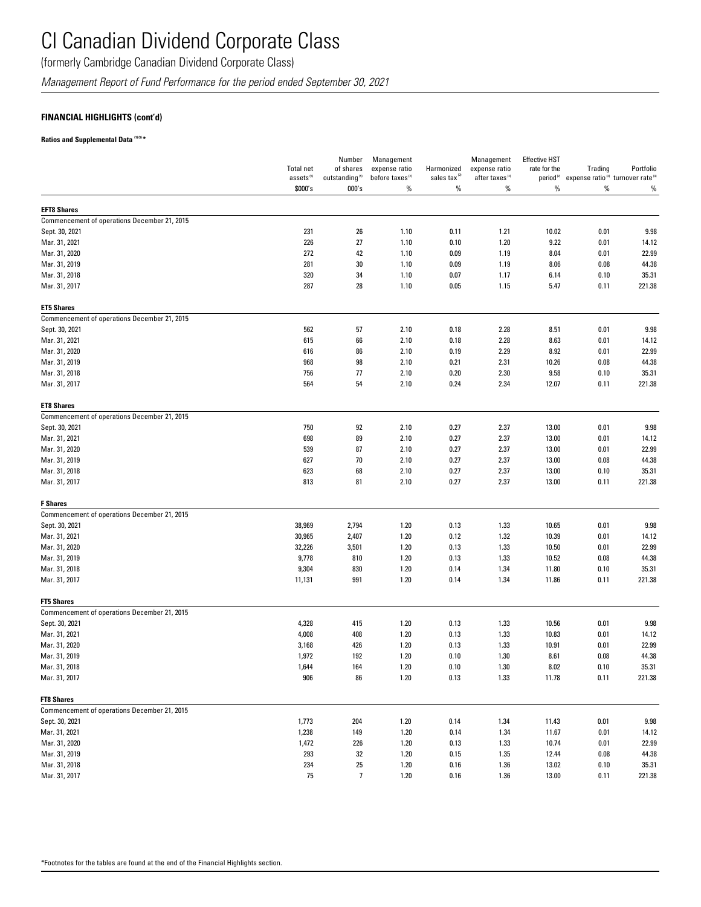# CI Canadian Dividend Corporate Class

(formerly Cambridge Canadian Dividend Corporate Class)

*Management Report of Fund Performance for the period ended September 30, 2021*

### FINANCIAL HIGHLIGHTS (cont'd)

**Ratios and Supplemental Data [1][5] ***

| | Total net assets[5] | Number of shares outstanding[5] | Management expense ratio before taxes[2] | Harmonized sales tax[2] | Management expense ratio after taxes[2] | Effective HST rate for the period[2] | Trading expense ratio[3] | Portfolio turnover rate[4] |
|---|---|---|---|---|---|---|---|---|
| | $000's | 000's | % | % | % | % | % | % |
| **EFT8 Shares** | | | | | | | | |
| Commencement of operations December 21, 2015 | | | | | | | | |
| Sept. 30, 2021 | 231 | 26 | 1.10 | 0.11 | 1.21 | 10.02 | 0.01 | 9.98 |
| Mar. 31, 2021 | 226 | 27 | 1.10 | 0.10 | 1.20 | 9.22 | 0.01 | 14.12 |
| Mar. 31, 2020 | 272 | 42 | 1.10 | 0.09 | 1.19 | 8.04 | 0.01 | 22.99 |
| Mar. 31, 2019 | 281 | 30 | 1.10 | 0.09 | 1.19 | 8.06 | 0.08 | 44.38 |
| Mar. 31, 2018 | 320 | 34 | 1.10 | 0.07 | 1.17 | 6.14 | 0.10 | 35.31 |
| Mar. 31, 2017 | 287 | 28 | 1.10 | 0.05 | 1.15 | 5.47 | 0.11 | 221.38 |
| **ET5 Shares** | | | | | | | | |
| Commencement of operations December 21, 2015 | | | | | | | | |
| Sept. 30, 2021 | 562 | 57 | 2.10 | 0.18 | 2.28 | 8.51 | 0.01 | 9.98 |
| Mar. 31, 2021 | 615 | 66 | 2.10 | 0.18 | 2.28 | 8.63 | 0.01 | 14.12 |
| Mar. 31, 2020 | 616 | 86 | 2.10 | 0.19 | 2.29 | 8.92 | 0.01 | 22.99 |
| Mar. 31, 2019 | 968 | 98 | 2.10 | 0.21 | 2.31 | 10.26 | 0.08 | 44.38 |
| Mar. 31, 2018 | 756 | 77 | 2.10 | 0.20 | 2.30 | 9.58 | 0.10 | 35.31 |
| Mar. 31, 2017 | 564 | 54 | 2.10 | 0.24 | 2.34 | 12.07 | 0.11 | 221.38 |
| **ET8 Shares** | | | | | | | | |
| Commencement of operations December 21, 2015 | | | | | | | | |
| Sept. 30, 2021 | 750 | 92 | 2.10 | 0.27 | 2.37 | 13.00 | 0.01 | 9.98 |
| Mar. 31, 2021 | 698 | 89 | 2.10 | 0.27 | 2.37 | 13.00 | 0.01 | 14.12 |
| Mar. 31, 2020 | 539 | 87 | 2.10 | 0.27 | 2.37 | 13.00 | 0.01 | 22.99 |
| Mar. 31, 2019 | 627 | 70 | 2.10 | 0.27 | 2.37 | 13.00 | 0.08 | 44.38 |
| Mar. 31, 2018 | 623 | 68 | 2.10 | 0.27 | 2.37 | 13.00 | 0.10 | 35.31 |
| Mar. 31, 2017 | 813 | 81 | 2.10 | 0.27 | 2.37 | 13.00 | 0.11 | 221.38 |
| **F Shares** | | | | | | | | |
| Commencement of operations December 21, 2015 | | | | | | | | |
| Sept. 30, 2021 | 38,969 | 2,794 | 1.20 | 0.13 | 1.33 | 10.65 | 0.01 | 9.98 |
| Mar. 31, 2021 | 30,965 | 2,407 | 1.20 | 0.12 | 1.32 | 10.39 | 0.01 | 14.12 |
| Mar. 31, 2020 | 32,226 | 3,501 | 1.20 | 0.13 | 1.33 | 10.50 | 0.01 | 22.99 |
| Mar. 31, 2019 | 9,778 | 810 | 1.20 | 0.13 | 1.33 | 10.52 | 0.08 | 44.38 |
| Mar. 31, 2018 | 9,304 | 830 | 1.20 | 0.14 | 1.34 | 11.80 | 0.10 | 35.31 |
| Mar. 31, 2017 | 11,131 | 991 | 1.20 | 0.14 | 1.34 | 11.86 | 0.11 | 221.38 |
| **FT5 Shares** | | | | | | | | |
| Commencement of operations December 21, 2015 | | | | | | | | |
| Sept. 30, 2021 | 4,328 | 415 | 1.20 | 0.13 | 1.33 | 10.56 | 0.01 | 9.98 |
| Mar. 31, 2021 | 4,008 | 408 | 1.20 | 0.13 | 1.33 | 10.83 | 0.01 | 14.12 |
| Mar. 31, 2020 | 3,168 | 426 | 1.20 | 0.13 | 1.33 | 10.91 | 0.01 | 22.99 |
| Mar. 31, 2019 | 1,972 | 192 | 1.20 | 0.10 | 1.30 | 8.61 | 0.08 | 44.38 |
| Mar. 31, 2018 | 1,644 | 164 | 1.20 | 0.10 | 1.30 | 8.02 | 0.10 | 35.31 |
| Mar. 31, 2017 | 906 | 86 | 1.20 | 0.13 | 1.33 | 11.78 | 0.11 | 221.38 |
| **FT8 Shares** | | | | | | | | |
| Commencement of operations December 21, 2015 | | | | | | | | |
| Sept. 30, 2021 | 1,773 | 204 | 1.20 | 0.14 | 1.34 | 11.43 | 0.01 | 9.98 |
| Mar. 31, 2021 | 1,238 | 149 | 1.20 | 0.14 | 1.34 | 11.67 | 0.01 | 14.12 |
| Mar. 31, 2020 | 1,472 | 226 | 1.20 | 0.13 | 1.33 | 10.74 | 0.01 | 22.99 |
| Mar. 31, 2019 | 293 | 32 | 1.20 | 0.15 | 1.35 | 12.44 | 0.08 | 44.38 |
| Mar. 31, 2018 | 234 | 25 | 1.20 | 0.16 | 1.36 | 13.02 | 0.10 | 35.31 |
| Mar. 31, 2017 | 75 | 7 | 1.20 | 0.16 | 1.36 | 13.00 | 0.11 | 221.38 |

*Footnotes for the tables are found at the end of the Financial Highlights section.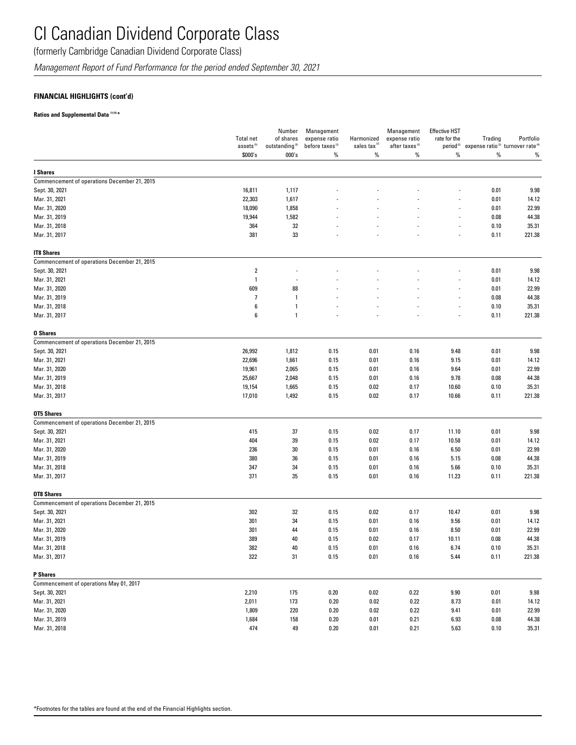# CI Canadian Dividend Corporate Class

(formerly Cambridge Canadian Dividend Corporate Class)

*Management Report of Fund Performance for the period ended September 30, 2021*

## FINANCIAL HIGHLIGHTS (cont'd)

**Ratios and Supplemental Data [1][5] ***

| | Total net assets [5] | Number of shares outstanding [5] | Management expense ratio before taxes [2] | Harmonized sales tax [2] | Management expense ratio after taxes [2] | Effective HST rate for the period [2] | Trading expense ratio [3] | Portfolio turnover rate [4] |
|---|---|---|---|---|---|---|---|---|
| | $000's | 000's | % | % | % | % | % | % |
| **I Shares** | | | | | | | | |
| Commencement of operations December 21, 2015 | | | | | | | | |
| Sept. 30, 2021 | 16,811 | 1,117 | - | - | - | - | 0.01 | 9.98 |
| Mar. 31, 2021 | 22,303 | 1,617 | - | - | - | - | 0.01 | 14.12 |
| Mar. 31, 2020 | 18,090 | 1,858 | - | - | - | - | 0.01 | 22.99 |
| Mar. 31, 2019 | 19,944 | 1,582 | - | - | - | - | 0.08 | 44.38 |
| Mar. 31, 2018 | 364 | 32 | - | - | - | - | 0.10 | 35.31 |
| Mar. 31, 2017 | 381 | 33 | - | - | - | - | 0.11 | 221.38 |
| **IT8 Shares** | | | | | | | | |
| Commencement of operations December 21, 2015 | | | | | | | | |
| Sept. 30, 2021 | 2 | - | - | - | - | - | 0.01 | 9.98 |
| Mar. 31, 2021 | 1 | - | - | - | - | - | 0.01 | 14.12 |
| Mar. 31, 2020 | 609 | 88 | - | - | - | - | 0.01 | 22.99 |
| Mar. 31, 2019 | 7 | 1 | - | - | - | - | 0.08 | 44.38 |
| Mar. 31, 2018 | 6 | 1 | - | - | - | - | 0.10 | 35.31 |
| Mar. 31, 2017 | 6 | 1 | - | - | - | - | 0.11 | 221.38 |
| **O Shares** | | | | | | | | |
| Commencement of operations December 21, 2015 | | | | | | | | |
| Sept. 30, 2021 | 26,992 | 1,812 | 0.15 | 0.01 | 0.16 | 9.48 | 0.01 | 9.98 |
| Mar. 31, 2021 | 22,696 | 1,661 | 0.15 | 0.01 | 0.16 | 9.15 | 0.01 | 14.12 |
| Mar. 31, 2020 | 19,961 | 2,065 | 0.15 | 0.01 | 0.16 | 9.64 | 0.01 | 22.99 |
| Mar. 31, 2019 | 25,667 | 2,048 | 0.15 | 0.01 | 0.16 | 9.78 | 0.08 | 44.38 |
| Mar. 31, 2018 | 19,154 | 1,665 | 0.15 | 0.02 | 0.17 | 10.60 | 0.10 | 35.31 |
| Mar. 31, 2017 | 17,010 | 1,492 | 0.15 | 0.02 | 0.17 | 10.66 | 0.11 | 221.38 |
| **OT5 Shares** | | | | | | | | |
| Commencement of operations December 21, 2015 | | | | | | | | |
| Sept. 30, 2021 | 415 | 37 | 0.15 | 0.02 | 0.17 | 11.10 | 0.01 | 9.98 |
| Mar. 31, 2021 | 404 | 39 | 0.15 | 0.02 | 0.17 | 10.58 | 0.01 | 14.12 |
| Mar. 31, 2020 | 236 | 30 | 0.15 | 0.01 | 0.16 | 6.50 | 0.01 | 22.99 |
| Mar. 31, 2019 | 380 | 36 | 0.15 | 0.01 | 0.16 | 5.15 | 0.08 | 44.38 |
| Mar. 31, 2018 | 347 | 34 | 0.15 | 0.01 | 0.16 | 5.66 | 0.10 | 35.31 |
| Mar. 31, 2017 | 371 | 35 | 0.15 | 0.01 | 0.16 | 11.23 | 0.11 | 221.38 |
| **OT8 Shares** | | | | | | | | |
| Commencement of operations December 21, 2015 | | | | | | | | |
| Sept. 30, 2021 | 302 | 32 | 0.15 | 0.02 | 0.17 | 10.47 | 0.01 | 9.98 |
| Mar. 31, 2021 | 301 | 34 | 0.15 | 0.01 | 0.16 | 9.56 | 0.01 | 14.12 |
| Mar. 31, 2020 | 301 | 44 | 0.15 | 0.01 | 0.16 | 8.50 | 0.01 | 22.99 |
| Mar. 31, 2019 | 389 | 40 | 0.15 | 0.02 | 0.17 | 10.11 | 0.08 | 44.38 |
| Mar. 31, 2018 | 382 | 40 | 0.15 | 0.01 | 0.16 | 6.74 | 0.10 | 35.31 |
| Mar. 31, 2017 | 322 | 31 | 0.15 | 0.01 | 0.16 | 5.44 | 0.11 | 221.38 |
| **P Shares** | | | | | | | | |
| Commencement of operations May 01, 2017 | | | | | | | | |
| Sept. 30, 2021 | 2,210 | 175 | 0.20 | 0.02 | 0.22 | 9.90 | 0.01 | 9.98 |
| Mar. 31, 2021 | 2,011 | 173 | 0.20 | 0.02 | 0.22 | 8.73 | 0.01 | 14.12 |
| Mar. 31, 2020 | 1,809 | 220 | 0.20 | 0.02 | 0.22 | 9.41 | 0.01 | 22.99 |
| Mar. 31, 2019 | 1,684 | 158 | 0.20 | 0.01 | 0.21 | 6.93 | 0.08 | 44.38 |
| Mar. 31, 2018 | 474 | 49 | 0.20 | 0.01 | 0.21 | 5.63 | 0.10 | 35.31 |

*Footnotes for the tables are found at the end of the Financial Highlights section.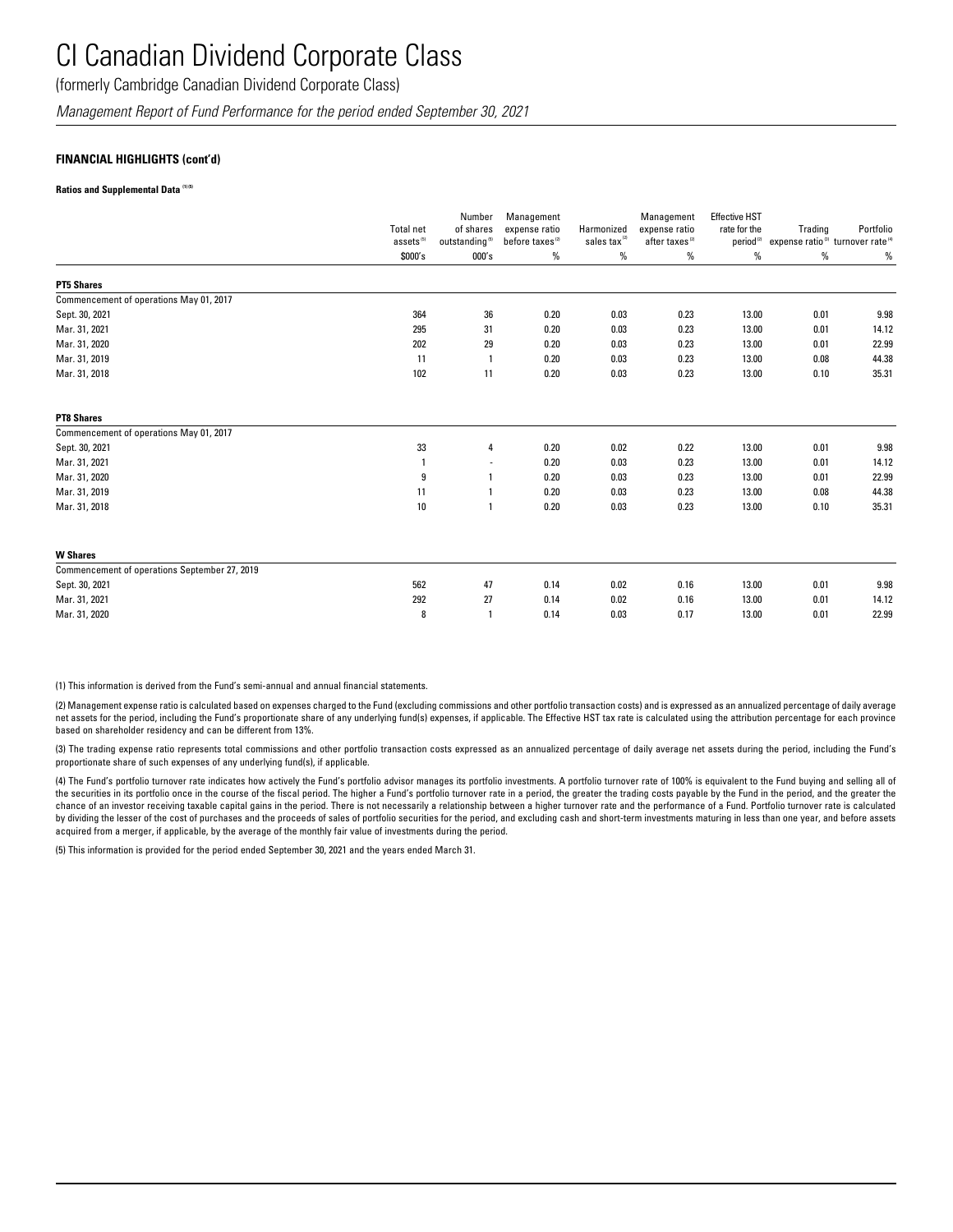# CI Canadian Dividend Corporate Class

(formerly Cambridge Canadian Dividend Corporate Class)

*Management Report of Fund Performance for the period ended September 30, 2021*

**FINANCIAL HIGHLIGHTS (cont'd)**

**Ratios and Supplemental Data [1][5]**

| | Total net assets [5] | Number of shares outstanding [5] | Management expense ratio before taxes [2] | Harmonized sales tax [2] | Management expense ratio after taxes [2] | Effective HST rate for the period [2] | Trading expense ratio [3] | Portfolio turnover rate [4] |
|---|---|---|---|---|---|---|---|---|
| | $000's | 000's | % | % | % | % | % | % |
| **PT5 Shares** | | | | | | | | |
| Commencement of operations May 01, 2017 | | | | | | | | |
| Sept. 30, 2021 | 364 | 36 | 0.20 | 0.03 | 0.23 | 13.00 | 0.01 | 9.98 |
| Mar. 31, 2021 | 295 | 31 | 0.20 | 0.03 | 0.23 | 13.00 | 0.01 | 14.12 |
| Mar. 31, 2020 | 202 | 29 | 0.20 | 0.03 | 0.23 | 13.00 | 0.01 | 22.99 |
| Mar. 31, 2019 | 11 | 1 | 0.20 | 0.03 | 0.23 | 13.00 | 0.08 | 44.38 |
| Mar. 31, 2018 | 102 | 11 | 0.20 | 0.03 | 0.23 | 13.00 | 0.10 | 35.31 |
| **PT8 Shares** | | | | | | | | |
| Commencement of operations May 01, 2017 | | | | | | | | |
| Sept. 30, 2021 | 33 | 4 | 0.20 | 0.02 | 0.22 | 13.00 | 0.01 | 9.98 |
| Mar. 31, 2021 | 1 | - | 0.20 | 0.03 | 0.23 | 13.00 | 0.01 | 14.12 |
| Mar. 31, 2020 | 9 | 1 | 0.20 | 0.03 | 0.23 | 13.00 | 0.01 | 22.99 |
| Mar. 31, 2019 | 11 | 1 | 0.20 | 0.03 | 0.23 | 13.00 | 0.08 | 44.38 |
| Mar. 31, 2018 | 10 | 1 | 0.20 | 0.03 | 0.23 | 13.00 | 0.10 | 35.31 |
| **W Shares** | | | | | | | | |
| Commencement of operations September 27, 2019 | | | | | | | | |
| Sept. 30, 2021 | 562 | 47 | 0.14 | 0.02 | 0.16 | 13.00 | 0.01 | 9.98 |
| Mar. 31, 2021 | 292 | 27 | 0.14 | 0.02 | 0.16 | 13.00 | 0.01 | 14.12 |
| Mar. 31, 2020 | 8 | 1 | 0.14 | 0.03 | 0.17 | 13.00 | 0.01 | 22.99 |

(1) This information is derived from the Fund's semi-annual and annual financial statements.

(2) Management expense ratio is calculated based on expenses charged to the Fund (excluding commissions and other portfolio transaction costs) and is expressed as an annualized percentage of daily average net assets for the period, including the Fund's proportionate share of any underlying fund(s) expenses, if applicable. The Effective HST tax rate is calculated using the attribution percentage for each province based on shareholder residency and can be different from 13%.

(3) The trading expense ratio represents total commissions and other portfolio transaction costs expressed as an annualized percentage of daily average net assets during the period, including the Fund's proportionate share of such expenses of any underlying fund(s), if applicable.

(4) The Fund's portfolio turnover rate indicates how actively the Fund's portfolio advisor manages its portfolio investments. A portfolio turnover rate of 100% is equivalent to the Fund buying and selling all of the securities in its portfolio once in the course of the fiscal period. The higher a Fund's portfolio turnover rate in a period, the greater the trading costs payable by the Fund in the period, and the greater the chance of an investor receiving taxable capital gains in the period. There is not necessarily a relationship between a higher turnover rate and the performance of a Fund. Portfolio turnover rate is calculated by dividing the lesser of the cost of purchases and the proceeds of sales of portfolio securities for the period, and excluding cash and short-term investments maturing in less than one year, and before assets acquired from a merger, if applicable, by the average of the monthly fair value of investments during the period.

(5) This information is provided for the period ended September 30, 2021 and the years ended March 31.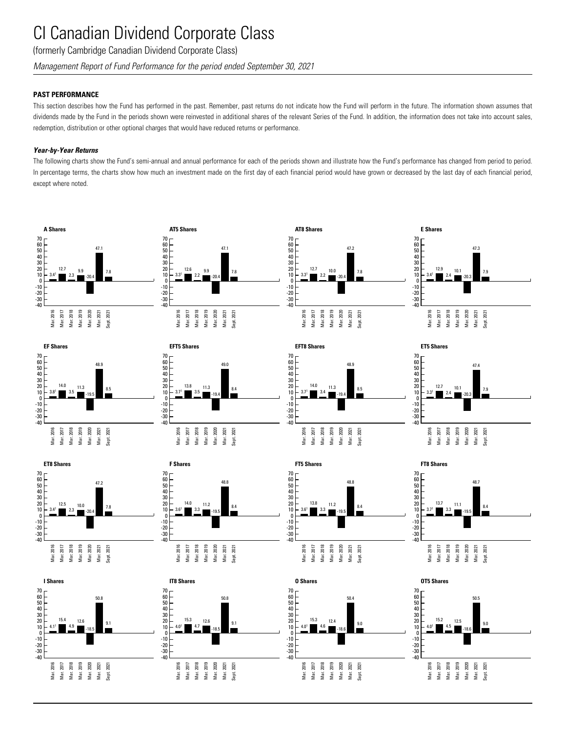# CI Canadian Dividend Corporate Class

(formerly Cambridge Canadian Dividend Corporate Class)

*Management Report of Fund Performance for the period ended September 30, 2021*

### PAST PERFORMANCE

This section describes how the Fund has performed in the past. Remember, past returns do not indicate how the Fund will perform in the future. The information shown assumes that dividends made by the Fund in the periods shown were reinvested in additional shares of the relevant Series of the Fund. In addition, the information does not take into account sales, redemption, distribution or other optional charges that would have reduced returns or performance.

#### *Year-by-Year Returns*

The following charts show the Fund's semi-annual and annual performance for each of the periods shown and illustrate how the Fund's performance has changed from period to period. In percentage terms, the charts show how much an investment made on the first day of each financial period would have grown or decreased by the last day of each financial period, except where noted.

**A Shares**

3.4[1] 12.7 2.3 9.9 -20.4 47.1 7.8

Mar. 2016 Mar. 2017 Mar. 2018 Mar. 2019 Mar. 2020 Mar. 2021 Sept. 2021

**AT5 Shares**

3.3[1] 12.6 2.2 9.9 -20.4 47.1 7.8

Mar. 2016 Mar. 2017 Mar. 2018 Mar. 2019 Mar. 2020 Mar. 2021 Sept. 2021

**AT8 Shares**

3.3[1] 12.7 2.2 10.0 -20.4 47.2 7.8

Mar. 2016 Mar. 2017 Mar. 2018 Mar. 2019 Mar. 2020 Mar. 2021 Sept. 2021

**E Shares**

3.4[1] 12.9 2.4 10.1 -20.3 47.3 7.9

Mar. 2016 Mar. 2017 Mar. 2018 Mar. 2019 Mar. 2020 Mar. 2021 Sept. 2021

**EF Shares**

3.8[1] 14.0 3.5 11.3 -19.5 48.9 8.5

Mar. 2016 Mar. 2017 Mar. 2018 Mar. 2019 Mar. 2020 Mar. 2021 Sept. 2021

**EFT5 Shares**

3.7[1] 13.8 3.5 11.3 -19.4 49.0 8.4

Mar. 2016 Mar. 2017 Mar. 2018 Mar. 2019 Mar. 2020 Mar. 2021 Sept. 2021

**EFT8 Shares**

3.7[1] 14.0 3.4 11.3 -19.4 48.9 8.5

Mar. 2016 Mar. 2017 Mar. 2018 Mar. 2019 Mar. 2020 Mar. 2021 Sept. 2021

**ET5 Shares**

3.3[1] 12.7 2.4 10.1 -20.3 47.4 7.9

Mar. 2016 Mar. 2017 Mar. 2018 Mar. 2019 Mar. 2020 Mar. 2021 Sept. 2021

**ET8 Shares**

3.4[1] 12.5 2.3 10.0 -20.4 47.2 7.8

Mar. 2016 Mar. 2017 Mar. 2018 Mar. 2019 Mar. 2020 Mar. 2021 Sept. 2021

**F Shares**

3.6[1] 14.0 3.3 11.2 -19.5 48.8 8.4

Mar. 2016 Mar. 2017 Mar. 2018 Mar. 2019 Mar. 2020 Mar. 2021 Sept. 2021

**FT5 Shares**

3.6[1] 13.8 3.3 11.2 -19.5 48.8 8.4

Mar. 2016 Mar. 2017 Mar. 2018 Mar. 2019 Mar. 2020 Mar. 2021 Sept. 2021

**FT8 Shares**

3.7[1] 13.7 3.3 11.1 -19.5 48.7 8.4

Mar. 2016 Mar. 2017 Mar. 2018 Mar. 2019 Mar. 2020 Mar. 2021 Sept. 2021

**I Shares**

4.1[1] 15.4 4.9 12.6 -18.5 50.8 9.1

Mar. 2016 Mar. 2017 Mar. 2018 Mar. 2019 Mar. 2020 Mar. 2021 Sept. 2021

**IT8 Shares**

4.0[1] 15.3 4.7 12.6 -18.5 50.8 9.1

Mar. 2016 Mar. 2017 Mar. 2018 Mar. 2019 Mar. 2020 Mar. 2021 Sept. 2021

**O Shares**

4.0[1] 15.3 4.6 12.4 -18.6 50.4 9.0

Mar. 2016 Mar. 2017 Mar. 2018 Mar. 2019 Mar. 2020 Mar. 2021 Sept. 2021

**OT5 Shares**

4.0[1] 15.2 4.5 12.5 -18.6 50.5 9.0

Mar. 2016 Mar. 2017 Mar. 2018 Mar. 2019 Mar. 2020 Mar. 2021 Sept. 2021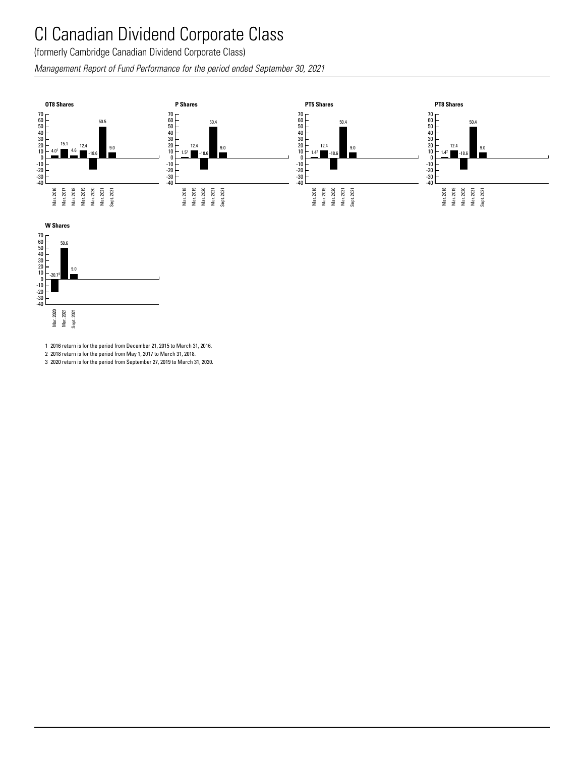# CI Canadian Dividend Corporate Class

(formerly Cambridge Canadian Dividend Corporate Class)

*Management Report of Fund Performance for the period ended September 30, 2021*

**OT8 Shares**

70
60
50
40
30
20
10
0
-10
-20
-30
-40

4.0[1] 15.1 4.6 12.4 -18.6 50.5 9.0

Mar. 2016 Mar. 2017 Mar. 2018 Mar. 2019 Mar. 2020 Mar. 2021 Sept. 2021

**P Shares**

70
60
50
40
30
20
10
0
-10
-20
-30
-40

1.5[2] 12.4 -18.6 50.4 9.0

Mar. 2018 Mar. 2019 Mar. 2020 Mar. 2021 Sept. 2021

**PT5 Shares**

70
60
50
40
30
20
10
0
-10
-20
-30
-40

1.4[2] 12.4 -18.6 50.4 9.0

Mar. 2018 Mar. 2019 Mar. 2020 Mar. 2021 Sept. 2021

**PT8 Shares**

70
60
50
40
30
20
10
0
-10
-20
-30
-40

1.4[2] 12.4 -18.6 50.4 9.0

Mar. 2018 Mar. 2019 Mar. 2020 Mar. 2021 Sept. 2021

**W Shares**

70
60
50
40
30
20
10
0
-10
-20
-30
-40

-20.7[3] 50.6 9.0

Mar. 2020 Mar. 2021 Sept. 2021

1 2016 return is for the period from December 21, 2015 to March 31, 2016.

2 2018 return is for the period from May 1, 2017 to March 31, 2018.

3 2020 return is for the period from September 27, 2019 to March 31, 2020.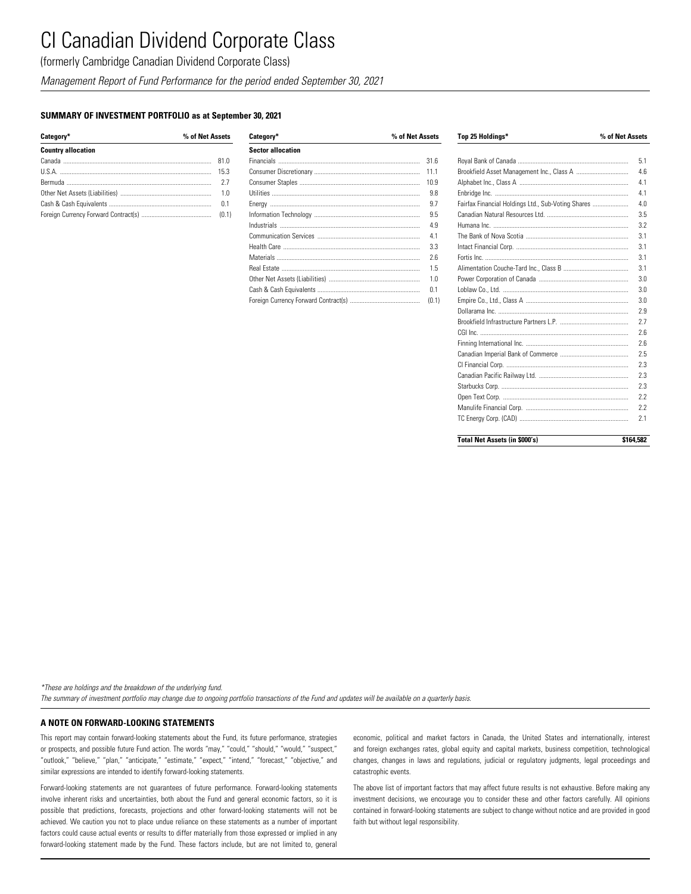# CI Canadian Dividend Corporate Class

(formerly Cambridge Canadian Dividend Corporate Class)

*Management Report of Fund Performance for the period ended September 30, 2021*

### SUMMARY OF INVESTMENT PORTFOLIO as at September 30, 2021

| Category* | % of Net Assets |
|---|---|
| **Country allocation** | |
| Canada | 81.0 |
| U.S.A. | 15.3 |
| Bermuda | 2.7 |
| Other Net Assets (Liabilities) | 1.0 |
| Cash & Cash Equivalents | 0.1 |
| Foreign Currency Forward Contract(s) | (0.1) |

| Category* | % of Net Assets |
|---|---|
| **Sector allocation** | |
| Financials | 31.6 |
| Consumer Discretionary | 11.1 |
| Consumer Staples | 10.9 |
| Utilities | 9.8 |
| Energy | 9.7 |
| Information Technology | 9.5 |
| Industrials | 4.9 |
| Communication Services | 4.1 |
| Health Care | 3.3 |
| Materials | 2.6 |
| Real Estate | 1.5 |
| Other Net Assets (Liabilities) | 1.0 |
| Cash & Cash Equivalents | 0.1 |
| Foreign Currency Forward Contract(s) | (0.1) |

| Top 25 Holdings* | % of Net Assets |
|---|---|
| Royal Bank of Canada | 5.1 |
| Brookfield Asset Management Inc., Class A | 4.6 |
| Alphabet Inc., Class A | 4.1 |
| Enbridge Inc. | 4.1 |
| Fairfax Financial Holdings Ltd., Sub-Voting Shares | 4.0 |
| Canadian Natural Resources Ltd. | 3.5 |
| Humana Inc. | 3.2 |
| The Bank of Nova Scotia | 3.1 |
| Intact Financial Corp. | 3.1 |
| Fortis Inc. | 3.1 |
| Alimentation Couche-Tard Inc., Class B | 3.1 |
| Power Corporation of Canada | 3.0 |
| Loblaw Co., Ltd. | 3.0 |
| Empire Co., Ltd., Class A | 3.0 |
| Dollarama Inc. | 2.9 |
| Brookfield Infrastructure Partners L.P. | 2.7 |
| CGI Inc. | 2.6 |
| Finning International Inc. | 2.6 |
| Canadian Imperial Bank of Commerce | 2.5 |
| CI Financial Corp. | 2.3 |
| Canadian Pacific Railway Ltd. | 2.3 |
| Starbucks Corp. | 2.3 |
| Open Text Corp. | 2.2 |
| Manulife Financial Corp. | 2.2 |
| TC Energy Corp. (CAD) | 2.1 |
| **Total Net Assets (in $000's)** | **$164,582** |

*These are holdings and the breakdown of the underlying fund.
*The summary of investment portfolio may change due to ongoing portfolio transactions of the Fund and updates will be available on a quarterly basis.*

### A NOTE ON FORWARD-LOOKING STATEMENTS

This report may contain forward-looking statements about the Fund, its future performance, strategies or prospects, and possible future Fund action. The words "may," "could," "should," "would," "suspect," "outlook," "believe," "plan," "anticipate," "estimate," "expect," "intend," "forecast," "objective," and similar expressions are intended to identify forward-looking statements.

Forward-looking statements are not guarantees of future performance. Forward-looking statements involve inherent risks and uncertainties, both about the Fund and general economic factors, so it is possible that predictions, forecasts, projections and other forward-looking statements will not be achieved. We caution you not to place undue reliance on these statements as a number of important factors could cause actual events or results to differ materially from those expressed or implied in any forward-looking statement made by the Fund. These factors include, but are not limited to, general economic, political and market factors in Canada, the United States and internationally, interest and foreign exchanges rates, global equity and capital markets, business competition, technological changes, changes in laws and regulations, judicial or regulatory judgments, legal proceedings and catastrophic events.

The above list of important factors that may affect future results is not exhaustive. Before making any investment decisions, we encourage you to consider these and other factors carefully. All opinions contained in forward-looking statements are subject to change without notice and are provided in good faith but without legal responsibility.